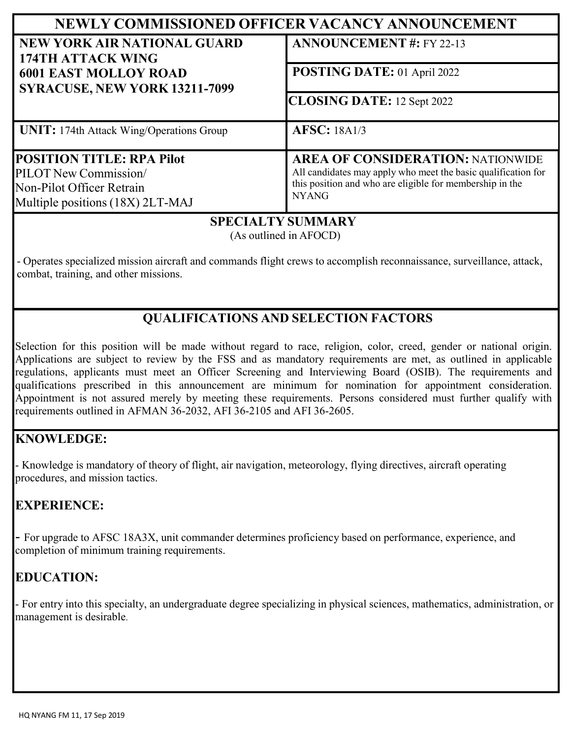# NEWLY COMMISSIONED OFFICER VACANCY ANNOUNCEMENT

| | |
|---|---|
| **NEW YORK AIR NATIONAL GUARD**<br>**174TH ATTACK WING**<br>**6001 EAST MOLLOY ROAD**<br>**SYRACUSE, NEW YORK 13211-7099** | **ANNOUNCEMENT #:** FY 22-13<br><br>**POSTING DATE:** 01 April 2022<br><br>**CLOSING DATE:** 12 Sept 2022 |
| **UNIT:** 174th Attack Wing/Operations Group | **AFSC:** 18A1/3 |
| **POSITION TITLE: RPA Pilot**<br>PILOT New Commission/<br>Non-Pilot Officer Retrain<br>Multiple positions (18X) 2LT-MAJ | **AREA OF CONSIDERATION:** NATIONWIDE<br>All candidates may apply who meet the basic qualification for this position and who are eligible for membership in the NYANG |

## SPECIALTY SUMMARY

(As outlined in AFOCD)

- Operates specialized mission aircraft and commands flight crews to accomplish reconnaissance, surveillance, attack, combat, training, and other missions.

## QUALIFICATIONS AND SELECTION FACTORS

Selection for this position will be made without regard to race, religion, color, creed, gender or national origin. Applications are subject to review by the FSS and as mandatory requirements are met, as outlined in applicable regulations, applicants must meet an Officer Screening and Interviewing Board (OSIB). The requirements and qualifications prescribed in this announcement are minimum for nomination for appointment consideration. Appointment is not assured merely by meeting these requirements. Persons considered must further qualify with requirements outlined in AFMAN 36-2032, AFI 36-2105 and AFI 36-2605.

### KNOWLEDGE:

- Knowledge is mandatory of theory of flight, air navigation, meteorology, flying directives, aircraft operating procedures, and mission tactics.

### EXPERIENCE:

- For upgrade to AFSC 18A3X, unit commander determines proficiency based on performance, experience, and completion of minimum training requirements.

### EDUCATION:

- For entry into this specialty, an undergraduate degree specializing in physical sciences, mathematics, administration, or management is desirable.

HQ NYANG FM 11, 17 Sep 2019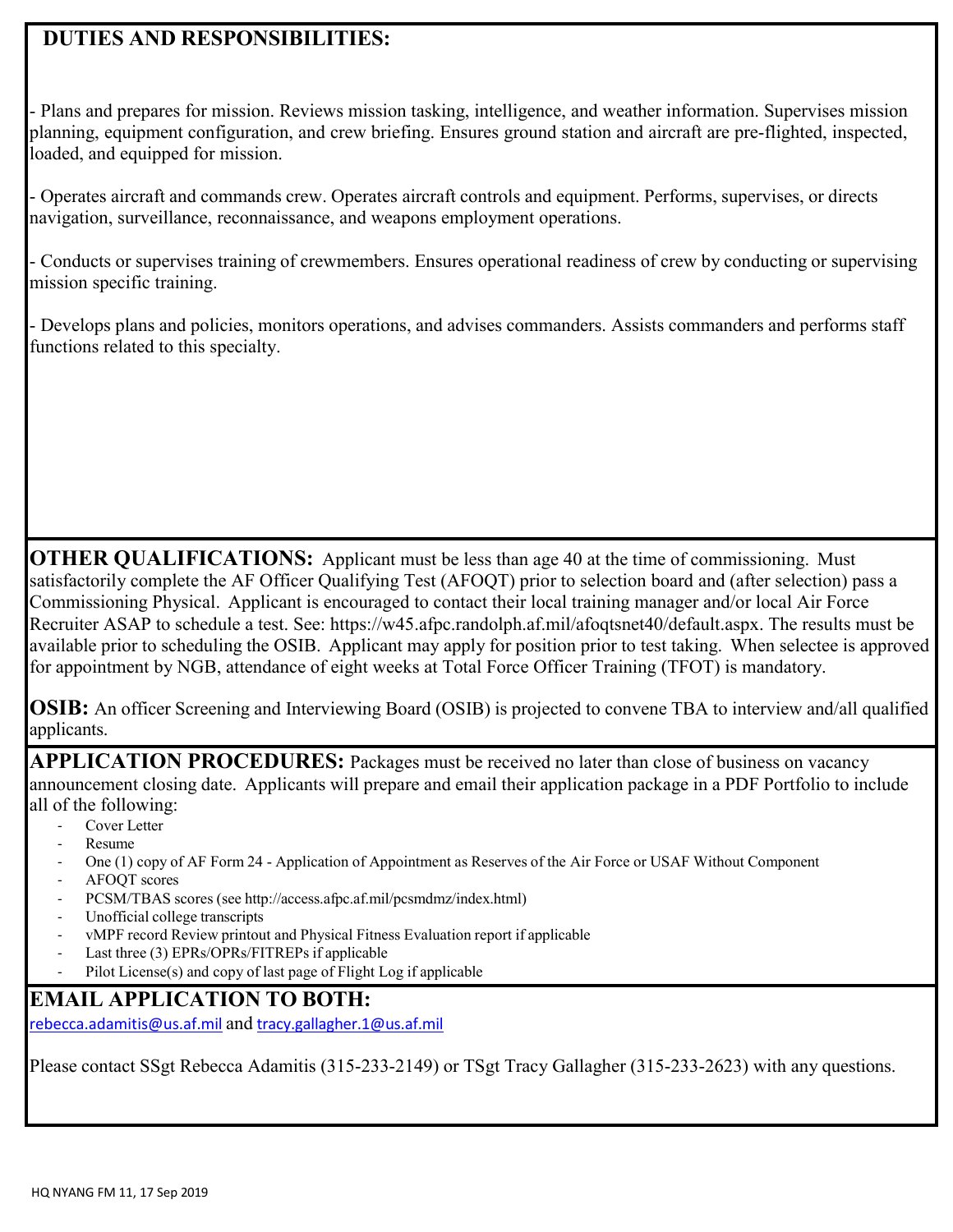## DUTIES AND RESPONSIBILITIES:

- Plans and prepares for mission. Reviews mission tasking, intelligence, and weather information. Supervises mission planning, equipment configuration, and crew briefing. Ensures ground station and aircraft are pre-flighted, inspected, loaded, and equipped for mission.

- Operates aircraft and commands crew. Operates aircraft controls and equipment. Performs, supervises, or directs navigation, surveillance, reconnaissance, and weapons employment operations.

- Conducts or supervises training of crewmembers. Ensures operational readiness of crew by conducting or supervising mission specific training.

- Develops plans and policies, monitors operations, and advises commanders. Assists commanders and performs staff functions related to this specialty.

**OTHER QUALIFICATIONS:** Applicant must be less than age 40 at the time of commissioning. Must satisfactorily complete the AF Officer Qualifying Test (AFOQT) prior to selection board and (after selection) pass a Commissioning Physical. Applicant is encouraged to contact their local training manager and/or local Air Force Recruiter ASAP to schedule a test. See: https://w45.afpc.randolph.af.mil/afoqtsnet40/default.aspx. The results must be available prior to scheduling the OSIB. Applicant may apply for position prior to test taking. When selectee is approved for appointment by NGB, attendance of eight weeks at Total Force Officer Training (TFOT) is mandatory.

**OSIB:** An officer Screening and Interviewing Board (OSIB) is projected to convene TBA to interview and/all qualified applicants.

**APPLICATION PROCEDURES:** Packages must be received no later than close of business on vacancy announcement closing date. Applicants will prepare and email their application package in a PDF Portfolio to include all of the following:

- Cover Letter
- Resume
- One (1) copy of AF Form 24 - Application of Appointment as Reserves of the Air Force or USAF Without Component
- AFOQT scores
- PCSM/TBAS scores (see http://access.afpc.af.mil/pcsmdmz/index.html)
- Unofficial college transcripts
- vMPF record Review printout and Physical Fitness Evaluation report if applicable
- Last three (3) EPRs/OPRs/FITREPs if applicable
- Pilot License(s) and copy of last page of Flight Log if applicable

## EMAIL APPLICATION TO BOTH:

rebecca.adamitis@us.af.mil and tracy.gallagher.1@us.af.mil

Please contact SSgt Rebecca Adamitis (315-233-2149) or TSgt Tracy Gallagher (315-233-2623) with any questions.

HQ NYANG FM 11, 17 Sep 2019